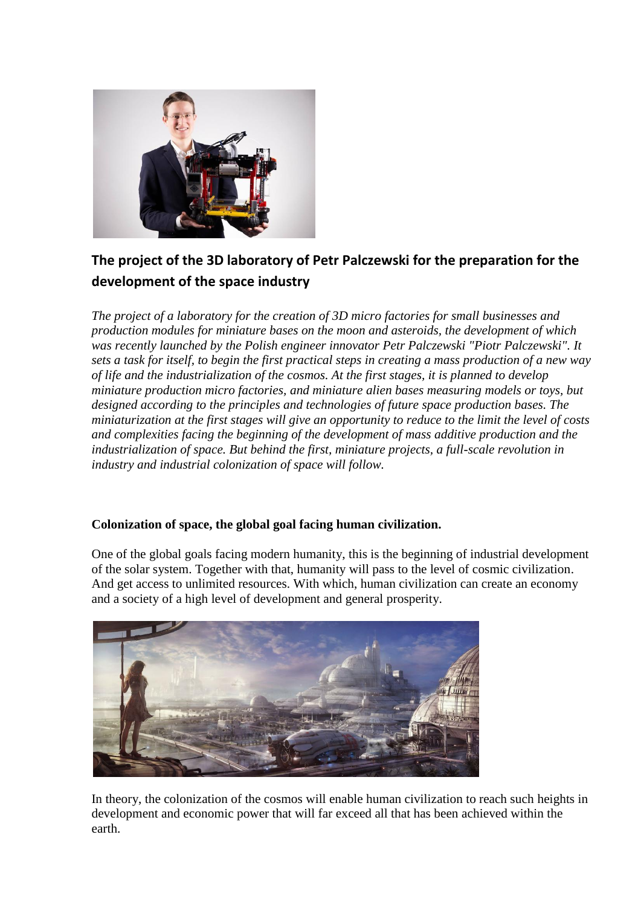## The project of the 3D laboratory of Petr Palczewski for the preparation for the development of the space industry

*The project of a laboratory for the creation of 3D micro factories for small businesses and production modules for miniature bases on the moon and asteroids, the development of which was recently launched by the Polish engineer innovator Petr Palczewski "Piotr Palczewski". It sets a task for itself, to begin the first practical steps in creating a mass production of a new way of life and the industrialization of the cosmos. At the first stages, it is planned to develop miniature production micro factories, and miniature alien bases measuring models or toys, but designed according to the principles and technologies of future space production bases. The miniaturization at the first stages will give an opportunity to reduce to the limit the level of costs and complexities facing the beginning of the development of mass additive production and the industrialization of space. But behind the first, miniature projects, a full-scale revolution in industry and industrial colonization of space will follow.*

**Colonization of space, the global goal facing human civilization.**

One of the global goals facing modern humanity, this is the beginning of industrial development of the solar system. Together with that, humanity will pass to the level of cosmic civilization. And get access to unlimited resources. With which, human civilization can create an economy and a society of a high level of development and general prosperity.

In theory, the colonization of the cosmos will enable human civilization to reach such heights in development and economic power that will far exceed all that has been achieved within the earth.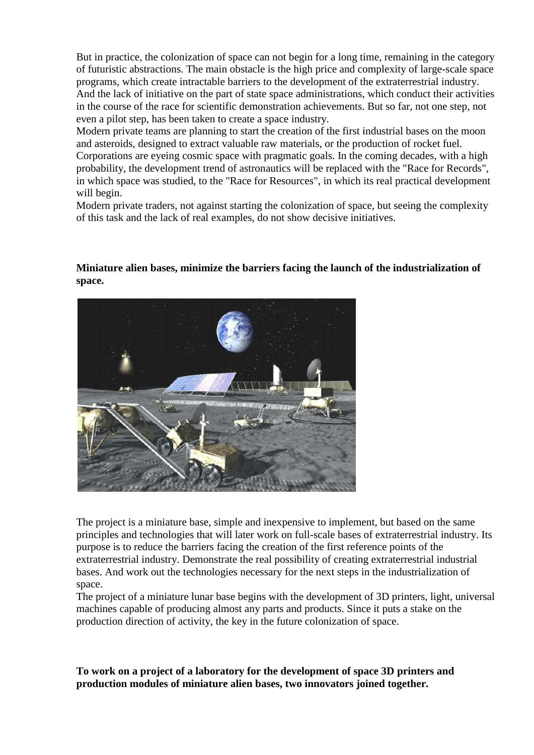But in practice, the colonization of space can not begin for a long time, remaining in the category of futuristic abstractions. The main obstacle is the high price and complexity of large-scale space programs, which create intractable barriers to the development of the extraterrestrial industry. And the lack of initiative on the part of state space administrations, which conduct their activities in the course of the race for scientific demonstration achievements. But so far, not one step, not even a pilot step, has been taken to create a space industry.
Modern private teams are planning to start the creation of the first industrial bases on the moon and asteroids, designed to extract valuable raw materials, or the production of rocket fuel.
Corporations are eyeing cosmic space with pragmatic goals. In the coming decades, with a high probability, the development trend of astronautics will be replaced with the "Race for Records", in which space was studied, to the "Race for Resources", in which its real practical development will begin.
Modern private traders, not against starting the colonization of space, but seeing the complexity of this task and the lack of real examples, do not show decisive initiatives.

**Miniature alien bases, minimize the barriers facing the launch of the industrialization of space.**

The project is a miniature base, simple and inexpensive to implement, but based on the same principles and technologies that will later work on full-scale bases of extraterrestrial industry. Its purpose is to reduce the barriers facing the creation of the first reference points of the extraterrestrial industry. Demonstrate the real possibility of creating extraterrestrial industrial bases. And work out the technologies necessary for the next steps in the industrialization of space.
The project of a miniature lunar base begins with the development of 3D printers, light, universal machines capable of producing almost any parts and products. Since it puts a stake on the production direction of activity, the key in the future colonization of space.

**To work on a project of a laboratory for the development of space 3D printers and production modules of miniature alien bases, two innovators joined together.**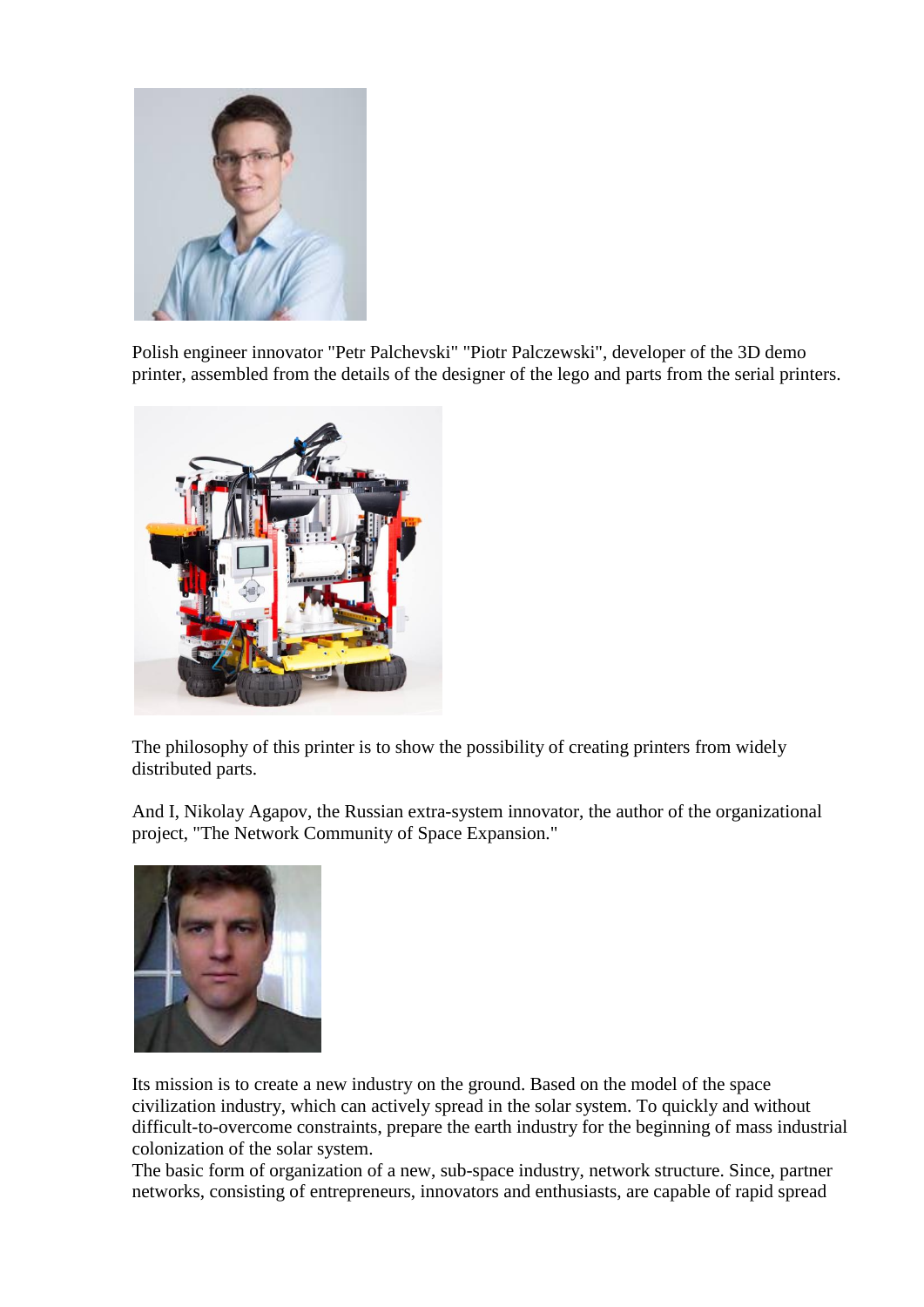Polish engineer innovator "Petr Palchevski" "Piotr Palczewski", developer of the 3D demo printer, assembled from the details of the designer of the lego and parts from the serial printers.

The philosophy of this printer is to show the possibility of creating printers from widely distributed parts.

And I, Nikolay Agapov, the Russian extra-system innovator, the author of the organizational project, "The Network Community of Space Expansion."

Its mission is to create a new industry on the ground. Based on the model of the space civilization industry, which can actively spread in the solar system. To quickly and without difficult-to-overcome constraints, prepare the earth industry for the beginning of mass industrial colonization of the solar system.
The basic form of organization of a new, sub-space industry, network structure. Since, partner networks, consisting of entrepreneurs, innovators and enthusiasts, are capable of rapid spread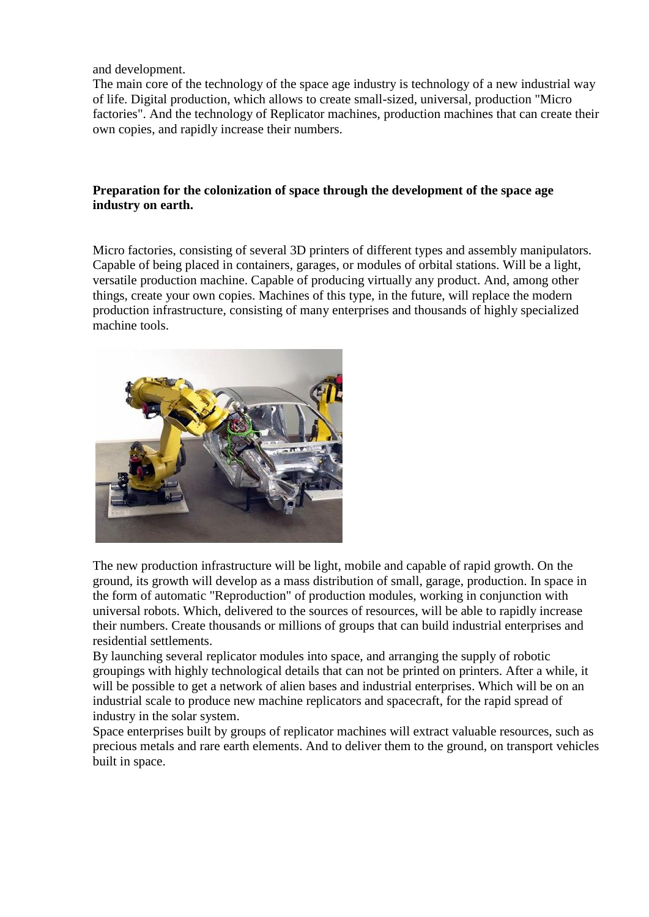and development.

The main core of the technology of the space age industry is technology of a new industrial way of life. Digital production, which allows to create small-sized, universal, production "Micro factories". And the technology of Replicator machines, production machines that can create their own copies, and rapidly increase their numbers.

**Preparation for the colonization of space through the development of the space age industry on earth.**

Micro factories, consisting of several 3D printers of different types and assembly manipulators. Capable of being placed in containers, garages, or modules of orbital stations. Will be a light, versatile production machine. Capable of producing virtually any product. And, among other things, create your own copies. Machines of this type, in the future, will replace the modern production infrastructure, consisting of many enterprises and thousands of highly specialized machine tools.

The new production infrastructure will be light, mobile and capable of rapid growth. On the ground, its growth will develop as a mass distribution of small, garage, production. In space in the form of automatic "Reproduction" of production modules, working in conjunction with universal robots. Which, delivered to the sources of resources, will be able to rapidly increase their numbers. Create thousands or millions of groups that can build industrial enterprises and residential settlements.

By launching several replicator modules into space, and arranging the supply of robotic groupings with highly technological details that can not be printed on printers. After a while, it will be possible to get a network of alien bases and industrial enterprises. Which will be on an industrial scale to produce new machine replicators and spacecraft, for the rapid spread of industry in the solar system.

Space enterprises built by groups of replicator machines will extract valuable resources, such as precious metals and rare earth elements. And to deliver them to the ground, on transport vehicles built in space.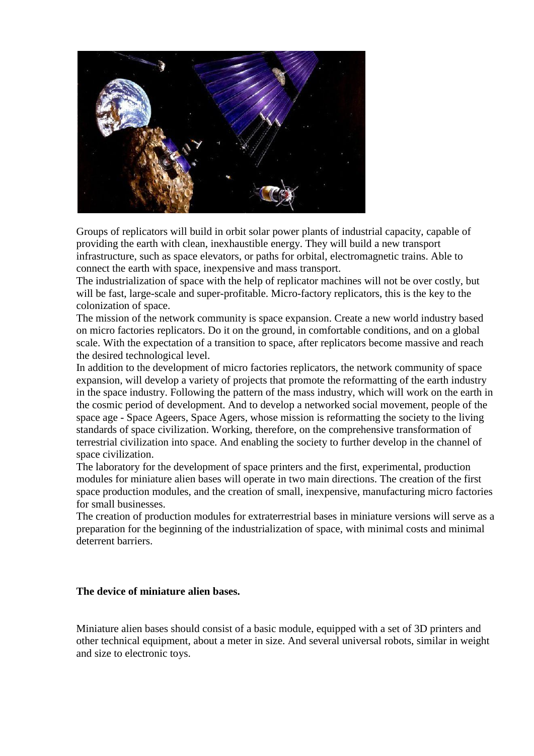Groups of replicators will build in orbit solar power plants of industrial capacity, capable of providing the earth with clean, inexhaustible energy. They will build a new transport infrastructure, such as space elevators, or paths for orbital, electromagnetic trains. Able to connect the earth with space, inexpensive and mass transport.
The industrialization of space with the help of replicator machines will not be over costly, but will be fast, large-scale and super-profitable. Micro-factory replicators, this is the key to the colonization of space.
The mission of the network community is space expansion. Create a new world industry based on micro factories replicators. Do it on the ground, in comfortable conditions, and on a global scale. With the expectation of a transition to space, after replicators become massive and reach the desired technological level.
In addition to the development of micro factories replicators, the network community of space expansion, will develop a variety of projects that promote the reformatting of the earth industry in the space industry. Following the pattern of the mass industry, which will work on the earth in the cosmic period of development. And to develop a networked social movement, people of the space age - Space Ageers, Space Agers, whose mission is reformatting the society to the living standards of space civilization. Working, therefore, on the comprehensive transformation of terrestrial civilization into space. And enabling the society to further develop in the channel of space civilization.
The laboratory for the development of space printers and the first, experimental, production modules for miniature alien bases will operate in two main directions. The creation of the first space production modules, and the creation of small, inexpensive, manufacturing micro factories for small businesses.
The creation of production modules for extraterrestrial bases in miniature versions will serve as a preparation for the beginning of the industrialization of space, with minimal costs and minimal deterrent barriers.

**The device of miniature alien bases.**

Miniature alien bases should consist of a basic module, equipped with a set of 3D printers and other technical equipment, about a meter in size. And several universal robots, similar in weight and size to electronic toys.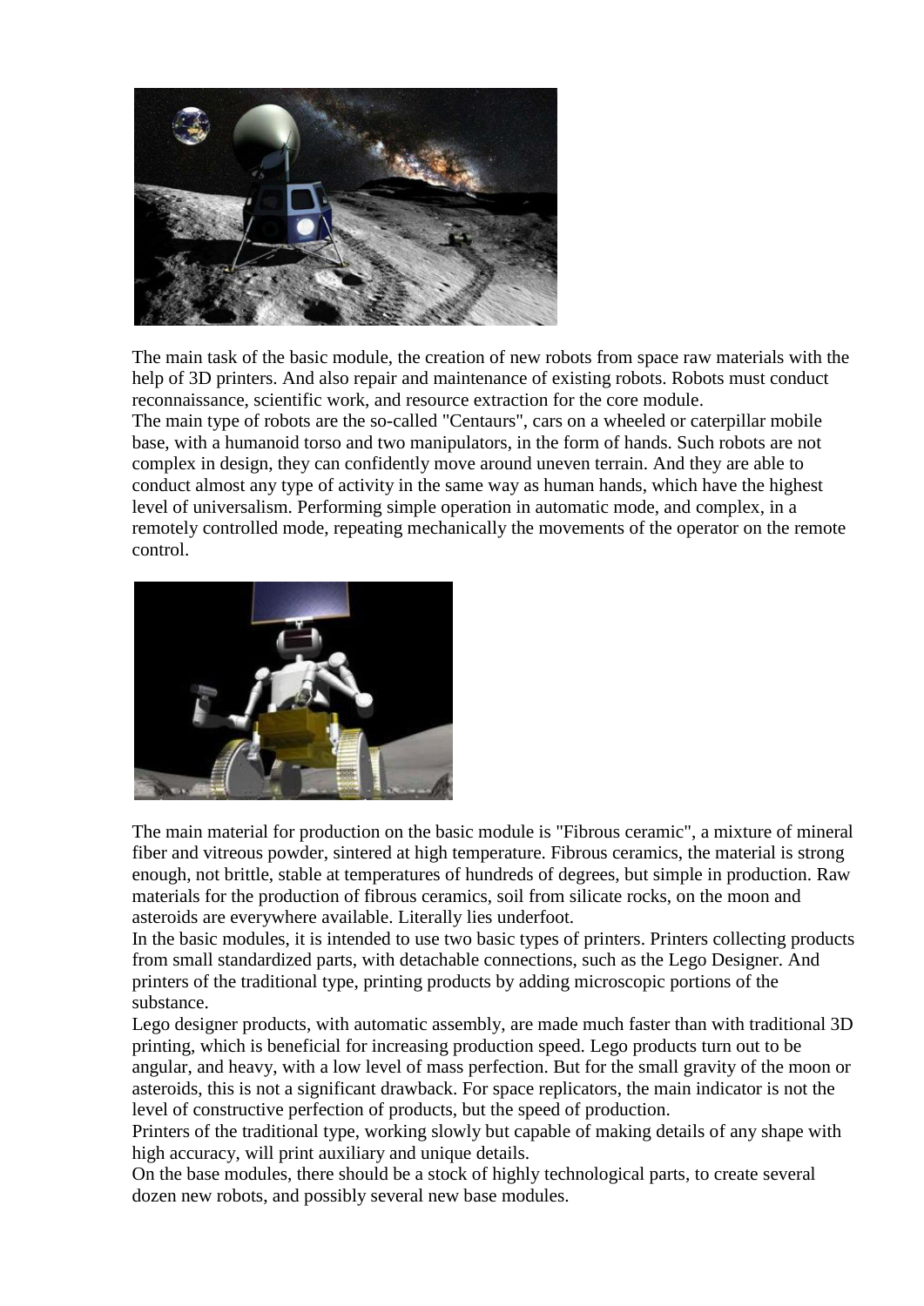The main task of the basic module, the creation of new robots from space raw materials with the help of 3D printers. And also repair and maintenance of existing robots. Robots must conduct reconnaissance, scientific work, and resource extraction for the core module.
The main type of robots are the so-called "Centaurs", cars on a wheeled or caterpillar mobile base, with a humanoid torso and two manipulators, in the form of hands. Such robots are not complex in design, they can confidently move around uneven terrain. And they are able to conduct almost any type of activity in the same way as human hands, which have the highest level of universalism. Performing simple operation in automatic mode, and complex, in a remotely controlled mode, repeating mechanically the movements of the operator on the remote control.

The main material for production on the basic module is "Fibrous ceramic", a mixture of mineral fiber and vitreous powder, sintered at high temperature. Fibrous ceramics, the material is strong enough, not brittle, stable at temperatures of hundreds of degrees, but simple in production. Raw materials for the production of fibrous ceramics, soil from silicate rocks, on the moon and asteroids are everywhere available. Literally lies underfoot.
In the basic modules, it is intended to use two basic types of printers. Printers collecting products from small standardized parts, with detachable connections, such as the Lego Designer. And printers of the traditional type, printing products by adding microscopic portions of the substance.
Lego designer products, with automatic assembly, are made much faster than with traditional 3D printing, which is beneficial for increasing production speed. Lego products turn out to be angular, and heavy, with a low level of mass perfection. But for the small gravity of the moon or asteroids, this is not a significant drawback. For space replicators, the main indicator is not the level of constructive perfection of products, but the speed of production.
Printers of the traditional type, working slowly but capable of making details of any shape with high accuracy, will print auxiliary and unique details.
On the base modules, there should be a stock of highly technological parts, to create several dozen new robots, and possibly several new base modules.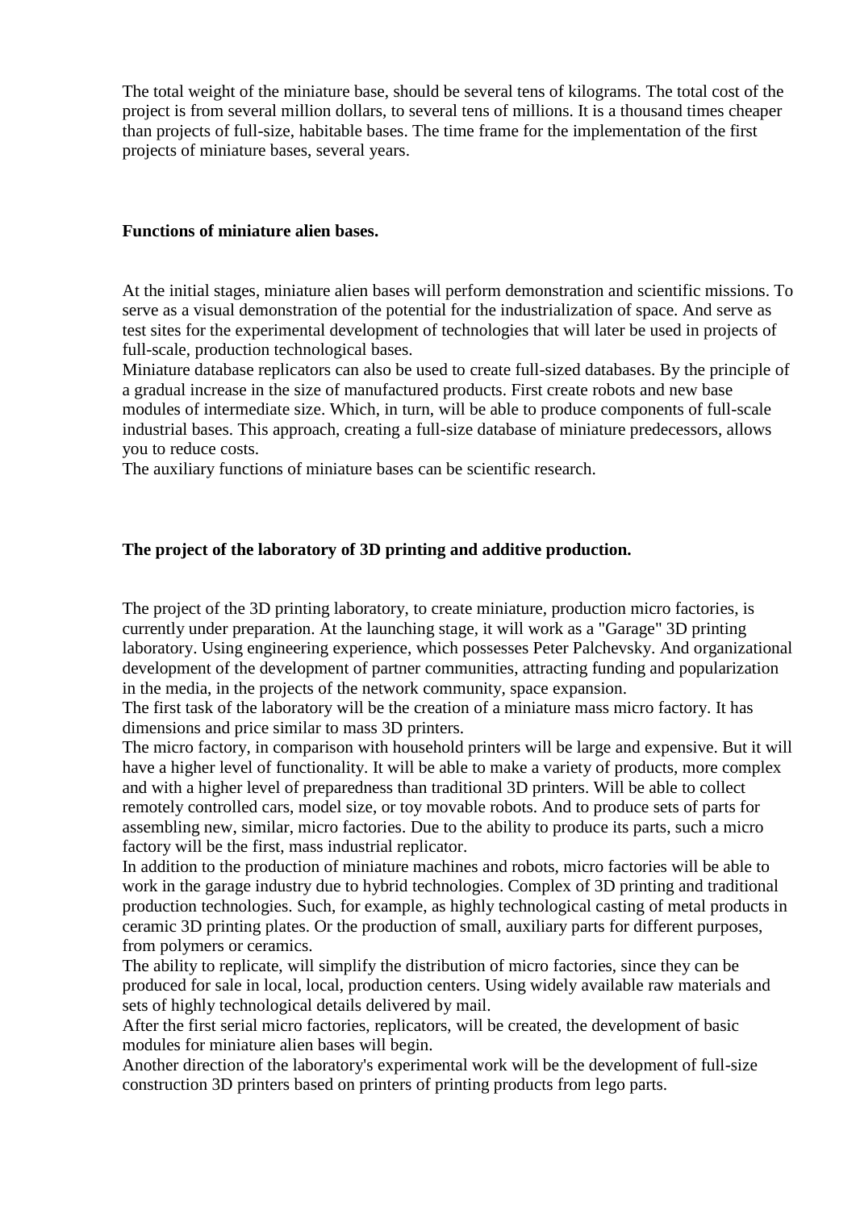The total weight of the miniature base, should be several tens of kilograms. The total cost of the project is from several million dollars, to several tens of millions. It is a thousand times cheaper than projects of full-size, habitable bases. The time frame for the implementation of the first projects of miniature bases, several years.

**Functions of miniature alien bases.**

At the initial stages, miniature alien bases will perform demonstration and scientific missions. To serve as a visual demonstration of the potential for the industrialization of space. And serve as test sites for the experimental development of technologies that will later be used in projects of full-scale, production technological bases.

Miniature database replicators can also be used to create full-sized databases. By the principle of a gradual increase in the size of manufactured products. First create robots and new base modules of intermediate size. Which, in turn, will be able to produce components of full-scale industrial bases. This approach, creating a full-size database of miniature predecessors, allows you to reduce costs.

The auxiliary functions of miniature bases can be scientific research.

**The project of the laboratory of 3D printing and additive production.**

The project of the 3D printing laboratory, to create miniature, production micro factories, is currently under preparation. At the launching stage, it will work as a "Garage" 3D printing laboratory. Using engineering experience, which possesses Peter Palchevsky. And organizational development of the development of partner communities, attracting funding and popularization in the media, in the projects of the network community, space expansion.

The first task of the laboratory will be the creation of a miniature mass micro factory. It has dimensions and price similar to mass 3D printers.

The micro factory, in comparison with household printers will be large and expensive. But it will have a higher level of functionality. It will be able to make a variety of products, more complex and with a higher level of preparedness than traditional 3D printers. Will be able to collect remotely controlled cars, model size, or toy movable robots. And to produce sets of parts for assembling new, similar, micro factories. Due to the ability to produce its parts, such a micro factory will be the first, mass industrial replicator.

In addition to the production of miniature machines and robots, micro factories will be able to work in the garage industry due to hybrid technologies. Complex of 3D printing and traditional production technologies. Such, for example, as highly technological casting of metal products in ceramic 3D printing plates. Or the production of small, auxiliary parts for different purposes, from polymers or ceramics.

The ability to replicate, will simplify the distribution of micro factories, since they can be produced for sale in local, local, production centers. Using widely available raw materials and sets of highly technological details delivered by mail.

After the first serial micro factories, replicators, will be created, the development of basic modules for miniature alien bases will begin.

Another direction of the laboratory's experimental work will be the development of full-size construction 3D printers based on printers of printing products from lego parts.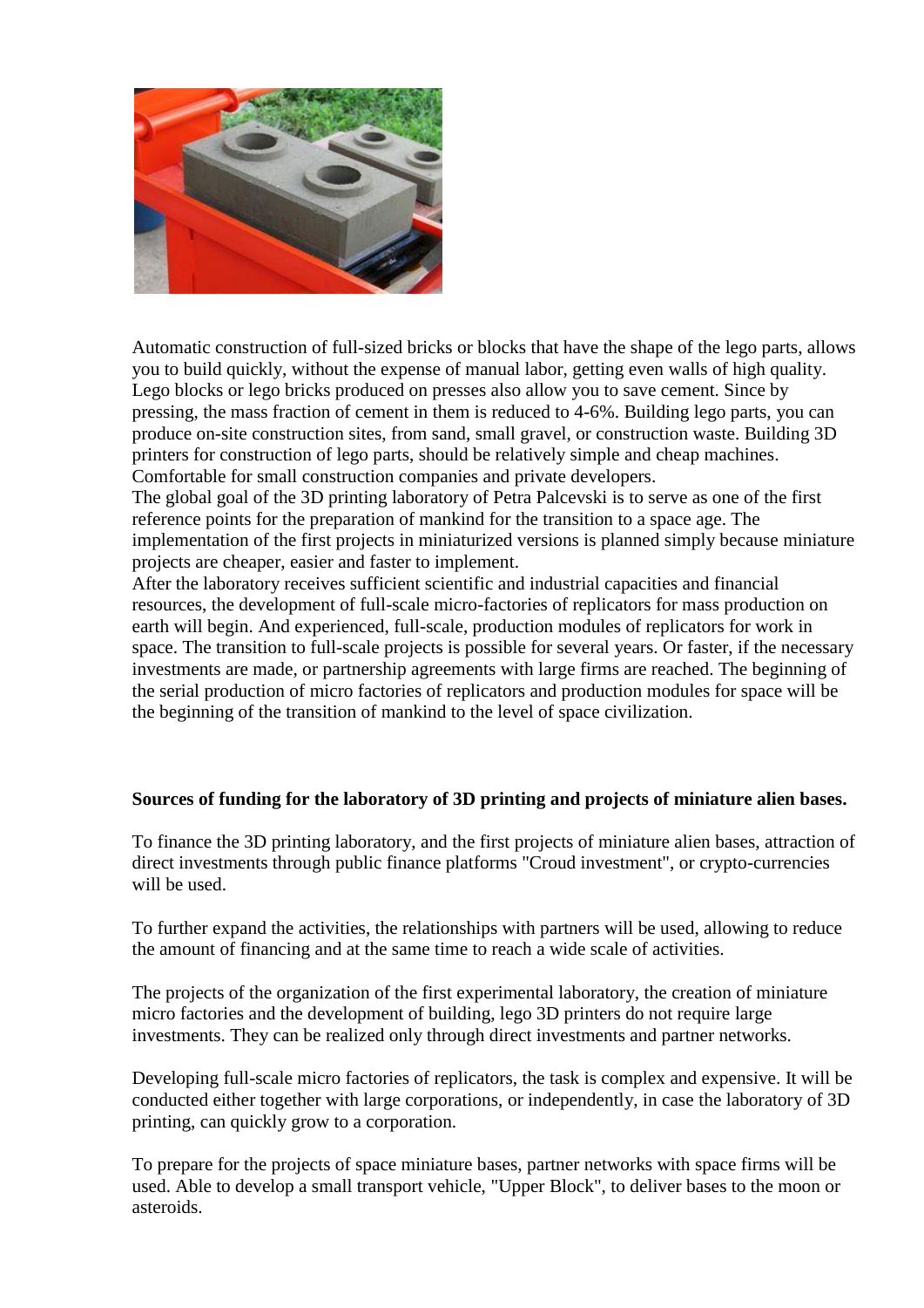Automatic construction of full-sized bricks or blocks that have the shape of the lego parts, allows you to build quickly, without the expense of manual labor, getting even walls of high quality. Lego blocks or lego bricks produced on presses also allow you to save cement. Since by pressing, the mass fraction of cement in them is reduced to 4-6%. Building lego parts, you can produce on-site construction sites, from sand, small gravel, or construction waste. Building 3D printers for construction of lego parts, should be relatively simple and cheap machines. Comfortable for small construction companies and private developers.
The global goal of the 3D printing laboratory of Petra Palcevski is to serve as one of the first reference points for the preparation of mankind for the transition to a space age. The implementation of the first projects in miniaturized versions is planned simply because miniature projects are cheaper, easier and faster to implement.
After the laboratory receives sufficient scientific and industrial capacities and financial resources, the development of full-scale micro-factories of replicators for mass production on earth will begin. And experienced, full-scale, production modules of replicators for work in space. The transition to full-scale projects is possible for several years. Or faster, if the necessary investments are made, or partnership agreements with large firms are reached. The beginning of the serial production of micro factories of replicators and production modules for space will be the beginning of the transition of mankind to the level of space civilization.

**Sources of funding for the laboratory of 3D printing and projects of miniature alien bases.**

To finance the 3D printing laboratory, and the first projects of miniature alien bases, attraction of direct investments through public finance platforms "Croud investment", or crypto-currencies will be used.

To further expand the activities, the relationships with partners will be used, allowing to reduce the amount of financing and at the same time to reach a wide scale of activities.

The projects of the organization of the first experimental laboratory, the creation of miniature micro factories and the development of building, lego 3D printers do not require large investments. They can be realized only through direct investments and partner networks.

Developing full-scale micro factories of replicators, the task is complex and expensive. It will be conducted either together with large corporations, or independently, in case the laboratory of 3D printing, can quickly grow to a corporation.

To prepare for the projects of space miniature bases, partner networks with space firms will be used. Able to develop a small transport vehicle, "Upper Block", to deliver bases to the moon or asteroids.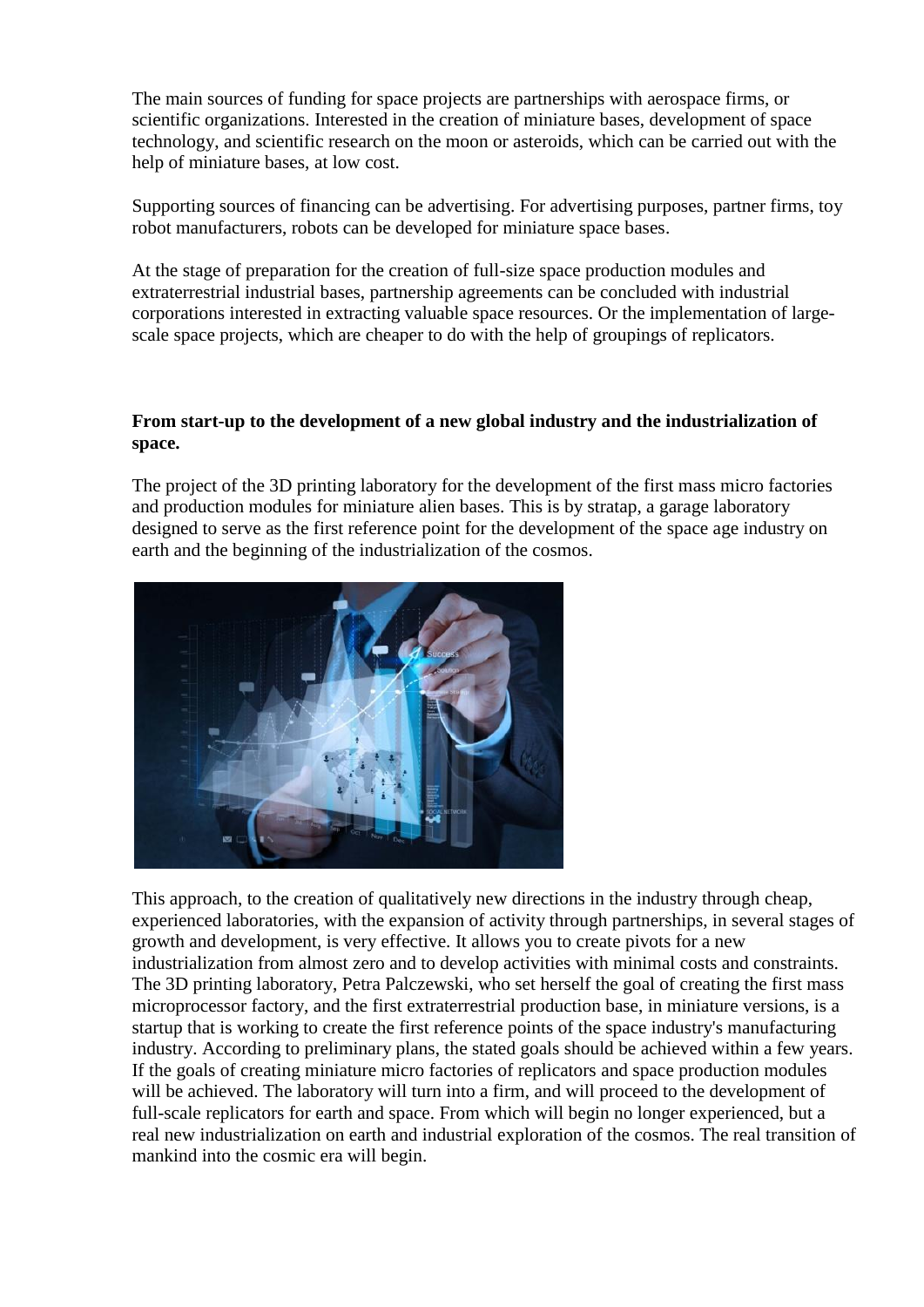The main sources of funding for space projects are partnerships with aerospace firms, or scientific organizations. Interested in the creation of miniature bases, development of space technology, and scientific research on the moon or asteroids, which can be carried out with the help of miniature bases, at low cost.

Supporting sources of financing can be advertising. For advertising purposes, partner firms, toy robot manufacturers, robots can be developed for miniature space bases.

At the stage of preparation for the creation of full-size space production modules and extraterrestrial industrial bases, partnership agreements can be concluded with industrial corporations interested in extracting valuable space resources. Or the implementation of large-scale space projects, which are cheaper to do with the help of groupings of replicators.

**From start-up to the development of a new global industry and the industrialization of space.**

The project of the 3D printing laboratory for the development of the first mass micro factories and production modules for miniature alien bases. This is by stratap, a garage laboratory designed to serve as the first reference point for the development of the space age industry on earth and the beginning of the industrialization of the cosmos.

This approach, to the creation of qualitatively new directions in the industry through cheap, experienced laboratories, with the expansion of activity through partnerships, in several stages of growth and development, is very effective. It allows you to create pivots for a new industrialization from almost zero and to develop activities with minimal costs and constraints. The 3D printing laboratory, Petra Palczewski, who set herself the goal of creating the first mass microprocessor factory, and the first extraterrestrial production base, in miniature versions, is a startup that is working to create the first reference points of the space industry's manufacturing industry. According to preliminary plans, the stated goals should be achieved within a few years. If the goals of creating miniature micro factories of replicators and space production modules will be achieved. The laboratory will turn into a firm, and will proceed to the development of full-scale replicators for earth and space. From which will begin no longer experienced, but a real new industrialization on earth and industrial exploration of the cosmos. The real transition of mankind into the cosmic era will begin.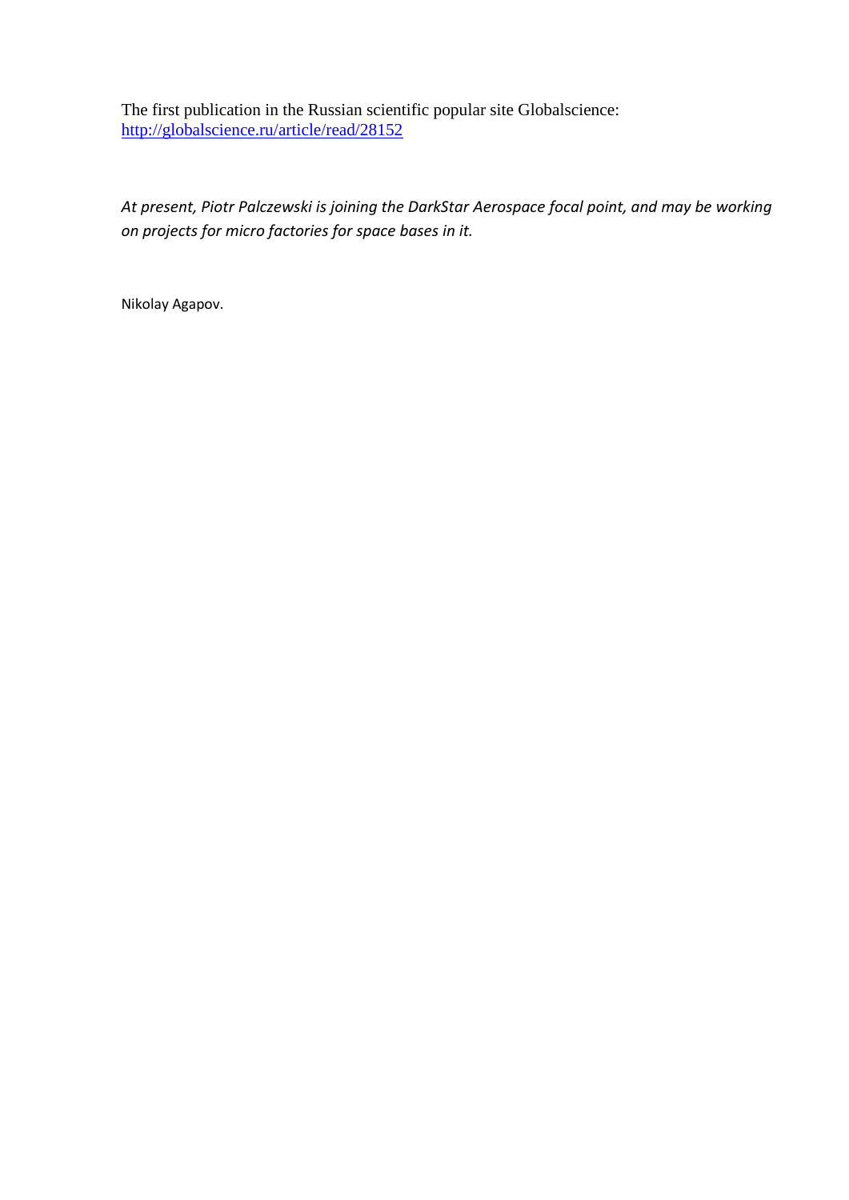The first publication in the Russian scientific popular site Globalscience: [http://globalscience.ru/article/read/28152](http://globalscience.ru/article/read/28152)

*At present, Piotr Palczewski is joining the DarkStar Aerospace focal point, and may be working on projects for micro factories for space bases in it.*

Nikolay Agapov.